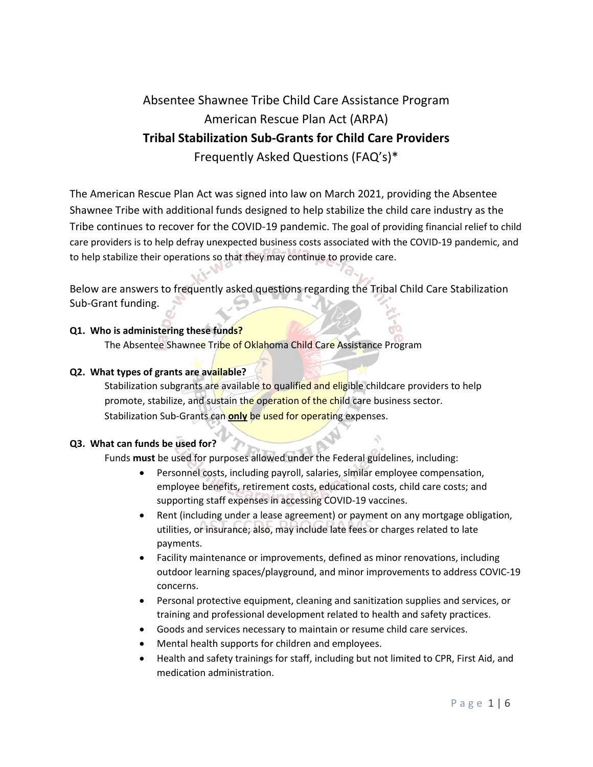# Absentee Shawnee Tribe Child Care Assistance Program
# American Rescue Plan Act (ARPA)
# **Tribal Stabilization Sub-Grants for Child Care Providers**
# Frequently Asked Questions (FAQ's)*

The American Rescue Plan Act was signed into law on March 2021, providing the Absentee Shawnee Tribe with additional funds designed to help stabilize the child care industry as the Tribe continues to recover for the COVID-19 pandemic. The goal of providing financial relief to child care providers is to help defray unexpected business costs associated with the COVID-19 pandemic, and to help stabilize their operations so that they may continue to provide care.

Below are answers to frequently asked questions regarding the Tribal Child Care Stabilization Sub-Grant funding.

**Q1. Who is administering these funds?**

The Absentee Shawnee Tribe of Oklahoma Child Care Assistance Program

**Q2. What types of grants are available?**

Stabilization subgrants are available to qualified and eligible childcare providers to help promote, stabilize, and sustain the operation of the child care business sector.
Stabilization Sub-Grants can **only** be used for operating expenses.

**Q3. What can funds be used for?**

Funds **must** be used for purposes allowed under the Federal guidelines, including:

- Personnel costs, including payroll, salaries, similar employee compensation, employee benefits, retirement costs, educational costs, child care costs; and supporting staff expenses in accessing COVID-19 vaccines.
- Rent (including under a lease agreement) or payment on any mortgage obligation, utilities, or insurance; also, may include late fees or charges related to late payments.
- Facility maintenance or improvements, defined as minor renovations, including outdoor learning spaces/playground, and minor improvements to address COVIC-19 concerns.
- Personal protective equipment, cleaning and sanitization supplies and services, or training and professional development related to health and safety practices.
- Goods and services necessary to maintain or resume child care services.
- Mental health supports for children and employees.
- Health and safety trainings for staff, including but not limited to CPR, First Aid, and medication administration.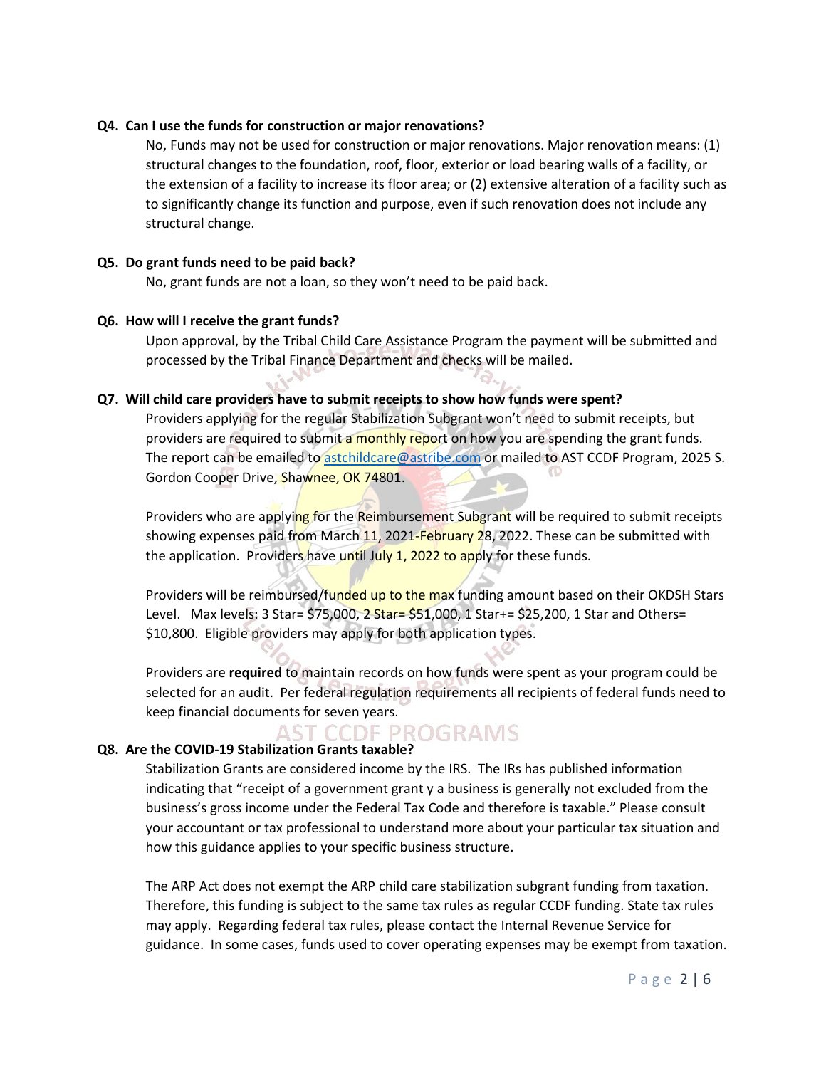**Q4. Can I use the funds for construction or major renovations?**

No, Funds may not be used for construction or major renovations. Major renovation means: (1) structural changes to the foundation, roof, floor, exterior or load bearing walls of a facility, or the extension of a facility to increase its floor area; or (2) extensive alteration of a facility such as to significantly change its function and purpose, even if such renovation does not include any structural change.

**Q5. Do grant funds need to be paid back?**

No, grant funds are not a loan, so they won't need to be paid back.

**Q6. How will I receive the grant funds?**

Upon approval, by the Tribal Child Care Assistance Program the payment will be submitted and processed by the Tribal Finance Department and checks will be mailed.

**Q7. Will child care providers have to submit receipts to show how funds were spent?**

Providers applying for the regular Stabilization Subgrant won't need to submit receipts, but providers are required to submit a monthly report on how you are spending the grant funds. The report can be emailed to astchildcare@astribe.com or mailed to AST CCDF Program, 2025 S. Gordon Cooper Drive, Shawnee, OK 74801.

Providers who are applying for the Reimbursement Subgrant will be required to submit receipts showing expenses paid from March 11, 2021-February 28, 2022. These can be submitted with the application. Providers have until July 1, 2022 to apply for these funds.

Providers will be reimbursed/funded up to the max funding amount based on their OKDSH Stars Level. Max levels: 3 Star= $75,000, 2 Star= $51,000, 1 Star+= $25,200, 1 Star and Others= $10,800. Eligible providers may apply for both application types.

Providers are **required** to maintain records on how funds were spent as your program could be selected for an audit. Per federal regulation requirements all recipients of federal funds need to keep financial documents for seven years.

**Q8. Are the COVID-19 Stabilization Grants taxable?**

Stabilization Grants are considered income by the IRS. The IRs has published information indicating that "receipt of a government grant y a business is generally not excluded from the business's gross income under the Federal Tax Code and therefore is taxable." Please consult your accountant or tax professional to understand more about your particular tax situation and how this guidance applies to your specific business structure.

The ARP Act does not exempt the ARP child care stabilization subgrant funding from taxation. Therefore, this funding is subject to the same tax rules as regular CCDF funding. State tax rules may apply. Regarding federal tax rules, please contact the Internal Revenue Service for guidance. In some cases, funds used to cover operating expenses may be exempt from taxation.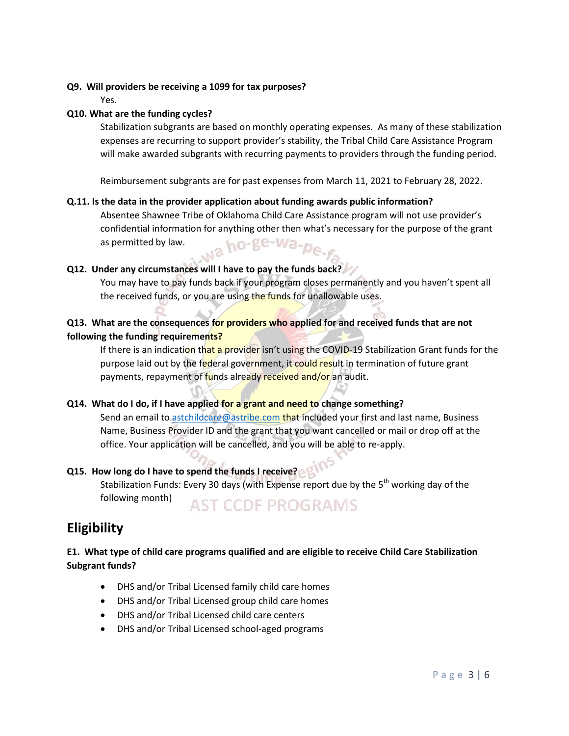**Q9. Will providers be receiving a 1099 for tax purposes?**

Yes.

**Q10. What are the funding cycles?**

Stabilization subgrants are based on monthly operating expenses. As many of these stabilization expenses are recurring to support provider's stability, the Tribal Child Care Assistance Program will make awarded subgrants with recurring payments to providers through the funding period.

Reimbursement subgrants are for past expenses from March 11, 2021 to February 28, 2022.

**Q.11. Is the data in the provider application about funding awards public information?**

Absentee Shawnee Tribe of Oklahoma Child Care Assistance program will not use provider's confidential information for anything other then what's necessary for the purpose of the grant as permitted by law.

**Q12. Under any circumstances will I have to pay the funds back?**

You may have to pay funds back if your program closes permanently and you haven't spent all the received funds, or you are using the funds for unallowable uses.

**Q13. What are the consequences for providers who applied for and received funds that are not following the funding requirements?**

If there is an indication that a provider isn't using the COVID-19 Stabilization Grant funds for the purpose laid out by the federal government, it could result in termination of future grant payments, repayment of funds already received and/or an audit.

**Q14. What do I do, if I have applied for a grant and need to change something?**

Send an email to astchildcare@astribe.com that included your first and last name, Business Name, Business Provider ID and the grant that you want cancelled or mail or drop off at the office. Your application will be cancelled, and you will be able to re-apply.

**Q15. How long do I have to spend the funds I receive?**

Stabilization Funds: Every 30 days (with Expense report due by the 5th working day of the following month)

## Eligibility

**E1. What type of child care programs qualified and are eligible to receive Child Care Stabilization Subgrant funds?**

- DHS and/or Tribal Licensed family child care homes
- DHS and/or Tribal Licensed group child care homes
- DHS and/or Tribal Licensed child care centers
- DHS and/or Tribal Licensed school-aged programs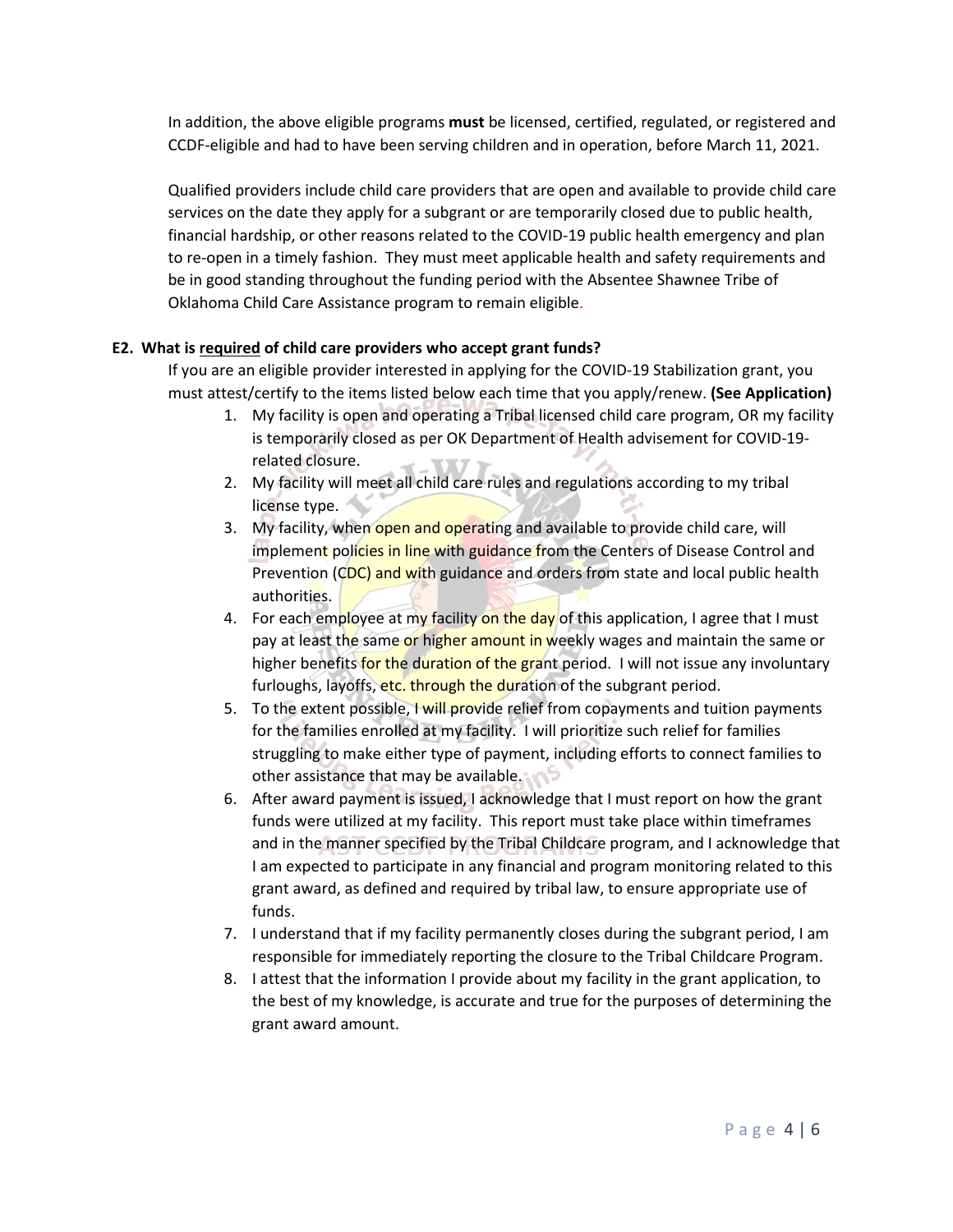In addition, the above eligible programs **must** be licensed, certified, regulated, or registered and CCDF-eligible and had to have been serving children and in operation, before March 11, 2021.

Qualified providers include child care providers that are open and available to provide child care services on the date they apply for a subgrant or are temporarily closed due to public health, financial hardship, or other reasons related to the COVID-19 public health emergency and plan to re-open in a timely fashion. They must meet applicable health and safety requirements and be in good standing throughout the funding period with the Absentee Shawnee Tribe of Oklahoma Child Care Assistance program to remain eligible.

**E2. What is <u>required</u> of child care providers who accept grant funds?**

If you are an eligible provider interested in applying for the COVID-19 Stabilization grant, you must attest/certify to the items listed below each time that you apply/renew. **(See Application)**

1. My facility is open and operating a Tribal licensed child care program, OR my facility is temporarily closed as per OK Department of Health advisement for COVID-19-related closure.
2. My facility will meet all child care rules and regulations according to my tribal license type.
3. My facility, when open and operating and available to provide child care, will implement policies in line with guidance from the Centers of Disease Control and Prevention (CDC) and with guidance and orders from state and local public health authorities.
4. For each employee at my facility on the day of this application, I agree that I must pay at least the same or higher amount in weekly wages and maintain the same or higher benefits for the duration of the grant period. I will not issue any involuntary furloughs, layoffs, etc. through the duration of the subgrant period.
5. To the extent possible, I will provide relief from copayments and tuition payments for the families enrolled at my facility. I will prioritize such relief for families struggling to make either type of payment, including efforts to connect families to other assistance that may be available.
6. After award payment is issued, I acknowledge that I must report on how the grant funds were utilized at my facility. This report must take place within timeframes and in the manner specified by the Tribal Childcare program, and I acknowledge that I am expected to participate in any financial and program monitoring related to this grant award, as defined and required by tribal law, to ensure appropriate use of funds.
7. I understand that if my facility permanently closes during the subgrant period, I am responsible for immediately reporting the closure to the Tribal Childcare Program.
8. I attest that the information I provide about my facility in the grant application, to the best of my knowledge, is accurate and true for the purposes of determining the grant award amount.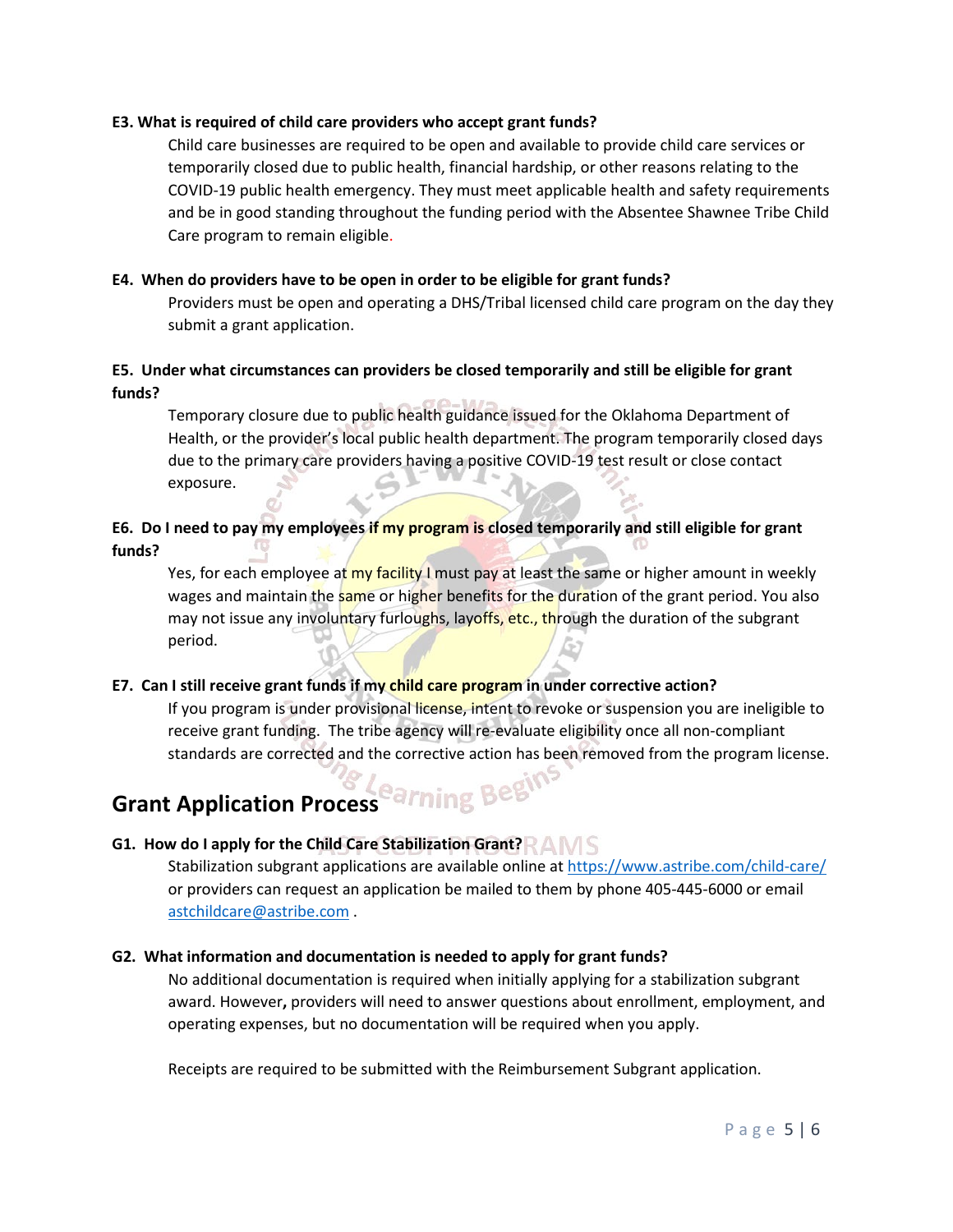**E3. What is required of child care providers who accept grant funds?**

Child care businesses are required to be open and available to provide child care services or temporarily closed due to public health, financial hardship, or other reasons relating to the COVID-19 public health emergency. They must meet applicable health and safety requirements and be in good standing throughout the funding period with the Absentee Shawnee Tribe Child Care program to remain eligible.

**E4. When do providers have to be open in order to be eligible for grant funds?**

Providers must be open and operating a DHS/Tribal licensed child care program on the day they submit a grant application.

**E5. Under what circumstances can providers be closed temporarily and still be eligible for grant funds?**

Temporary closure due to public health guidance issued for the Oklahoma Department of Health, or the provider's local public health department. The program temporarily closed days due to the primary care providers having a positive COVID-19 test result or close contact exposure.

**E6. Do I need to pay my employees if my program is closed temporarily and still eligible for grant funds?**

Yes, for each employee at my facility I must pay at least the same or higher amount in weekly wages and maintain the same or higher benefits for the duration of the grant period. You also may not issue any involuntary furloughs, layoffs, etc., through the duration of the subgrant period.

**E7. Can I still receive grant funds if my child care program in under corrective action?**

If you program is under provisional license, intent to revoke or suspension you are ineligible to receive grant funding. The tribe agency will re-evaluate eligibility once all non-compliant standards are corrected and the corrective action has been removed from the program license.

## Grant Application Process

**G1. How do I apply for the Child Care Stabilization Grant?**

Stabilization subgrant applications are available online at https://www.astribe.com/child-care/ or providers can request an application be mailed to them by phone 405-445-6000 or email astchildcare@astribe.com .

**G2. What information and documentation is needed to apply for grant funds?**

No additional documentation is required when initially applying for a stabilization subgrant award. However**,** providers will need to answer questions about enrollment, employment, and operating expenses, but no documentation will be required when you apply.

Receipts are required to be submitted with the Reimbursement Subgrant application.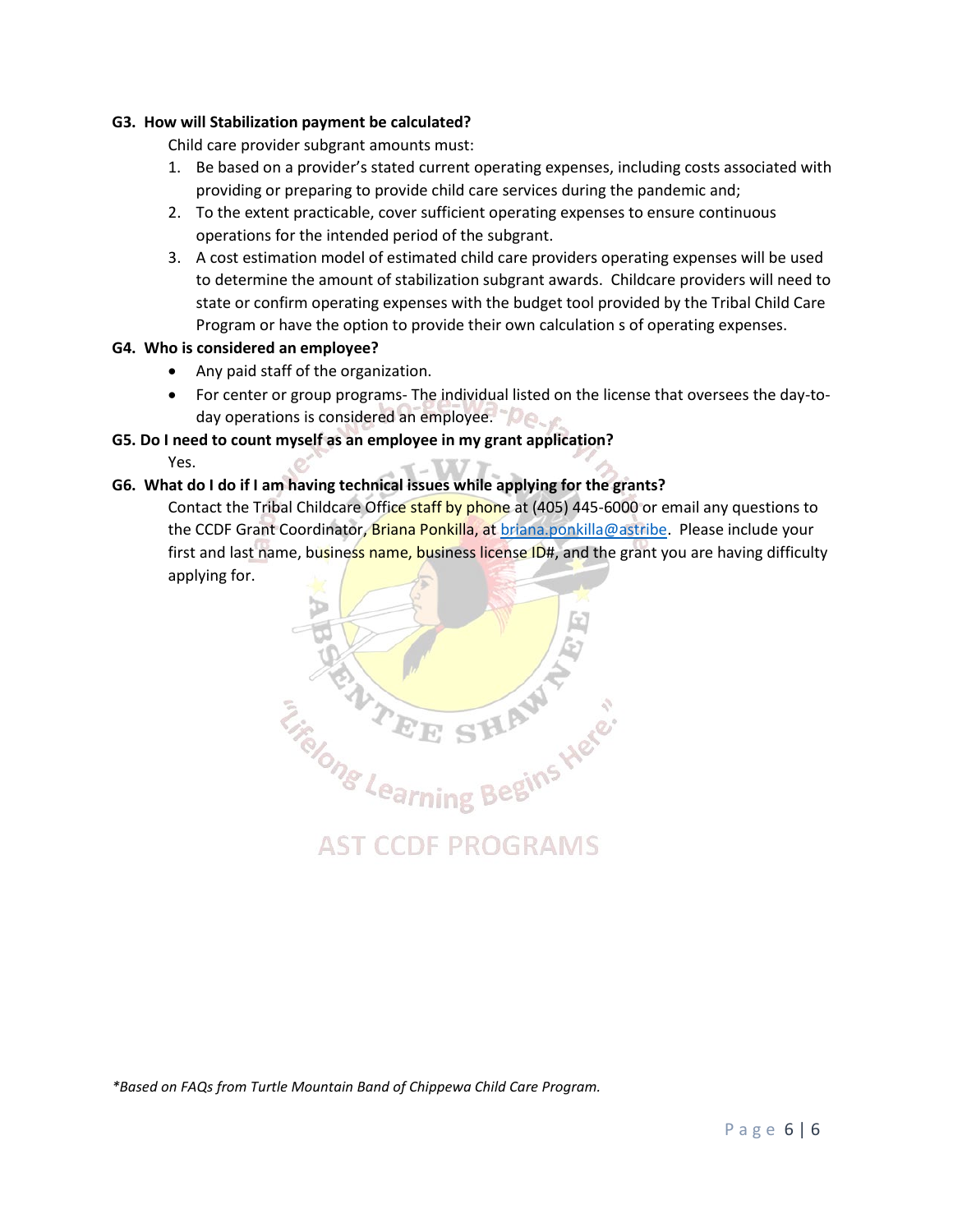**G3. How will Stabilization payment be calculated?**

Child care provider subgrant amounts must:

1. Be based on a provider's stated current operating expenses, including costs associated with providing or preparing to provide child care services during the pandemic and;
2. To the extent practicable, cover sufficient operating expenses to ensure continuous operations for the intended period of the subgrant.
3. A cost estimation model of estimated child care providers operating expenses will be used to determine the amount of stabilization subgrant awards. Childcare providers will need to state or confirm operating expenses with the budget tool provided by the Tribal Child Care Program or have the option to provide their own calculation s of operating expenses.

**G4. Who is considered an employee?**

- Any paid staff of the organization.
- For center or group programs- The individual listed on the license that oversees the day-to-day operations is considered an employee.

**G5. Do I need to count myself as an employee in my grant application?**

Yes.

**G6. What do I do if I am having technical issues while applying for the grants?**

Contact the Tribal Childcare Office staff by phone at (405) 445-6000 or email any questions to the CCDF Grant Coordinator, Briana Ponkilla, at briana.ponkilla@astribe. Please include your first and last name, business name, business license ID#, and the grant you are having difficulty applying for.

*\*Based on FAQs from Turtle Mountain Band of Chippewa Child Care Program.*